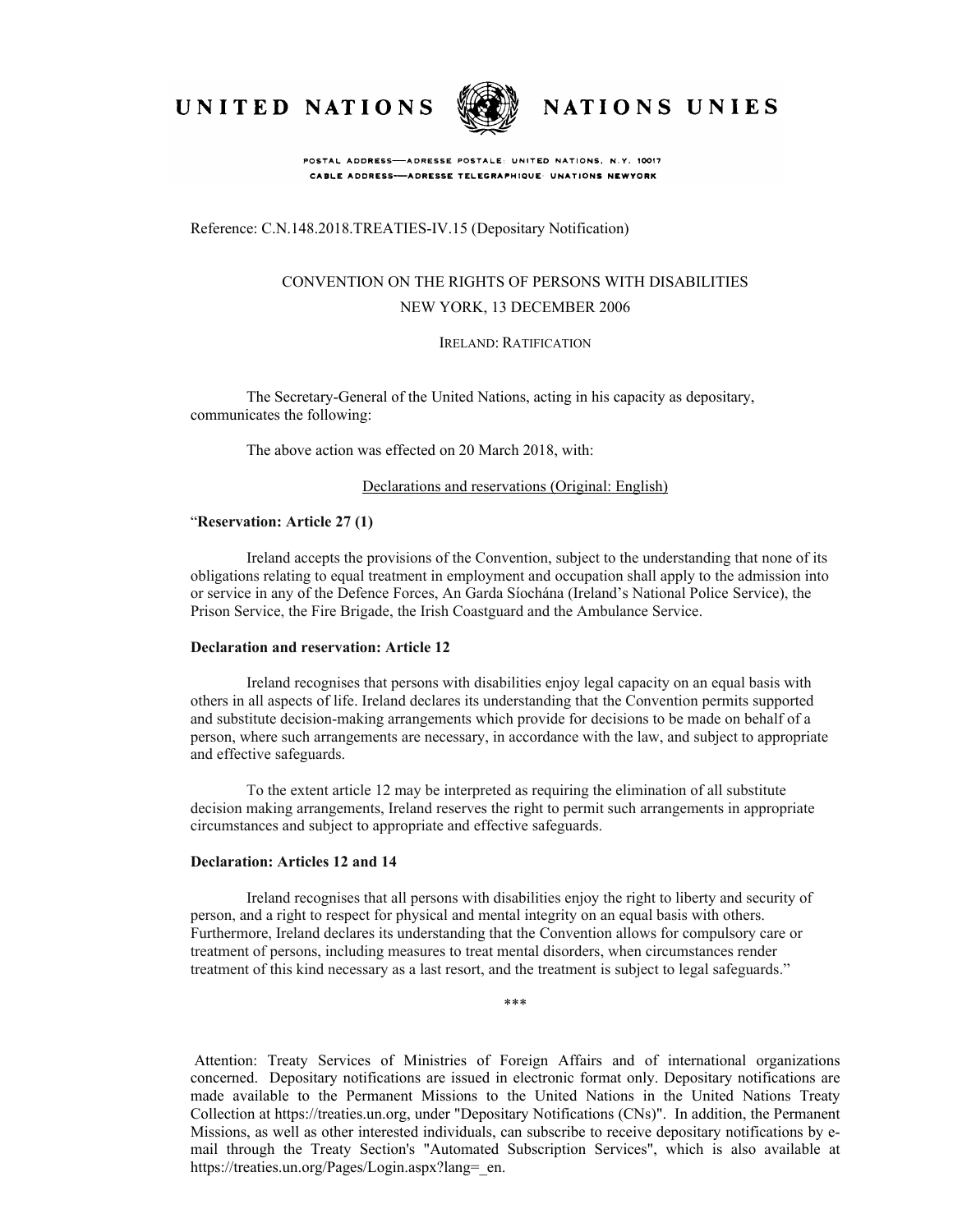UNITED NATIONS NATIONS UNIES

POSTAL ADDRESS—ADRESSE POSTALE: UNITED NATIONS, N.Y. 10017
CABLE ADDRESS—ADRESSE TELEGRAPHIQUE: UNATIONS NEWYORK

Reference: C.N.148.2018.TREATIES-IV.15 (Depositary Notification)

# CONVENTION ON THE RIGHTS OF PERSONS WITH DISABILITIES
## NEW YORK, 13 DECEMBER 2006

### IRELAND: RATIFICATION

The Secretary-General of the United Nations, acting in his capacity as depositary, communicates the following:

The above action was effected on 20 March 2018, with:

Declarations and reservations (Original: English)

"**Reservation: Article 27 (1)**

Ireland accepts the provisions of the Convention, subject to the understanding that none of its obligations relating to equal treatment in employment and occupation shall apply to the admission into or service in any of the Defence Forces, An Garda Síochána (Ireland's National Police Service), the Prison Service, the Fire Brigade, the Irish Coastguard and the Ambulance Service.

**Declaration and reservation: Article 12**

Ireland recognises that persons with disabilities enjoy legal capacity on an equal basis with others in all aspects of life. Ireland declares its understanding that the Convention permits supported and substitute decision-making arrangements which provide for decisions to be made on behalf of a person, where such arrangements are necessary, in accordance with the law, and subject to appropriate and effective safeguards.

To the extent article 12 may be interpreted as requiring the elimination of all substitute decision making arrangements, Ireland reserves the right to permit such arrangements in appropriate circumstances and subject to appropriate and effective safeguards.

**Declaration: Articles 12 and 14**

Ireland recognises that all persons with disabilities enjoy the right to liberty and security of person, and a right to respect for physical and mental integrity on an equal basis with others. Furthermore, Ireland declares its understanding that the Convention allows for compulsory care or treatment of persons, including measures to treat mental disorders, when circumstances render treatment of this kind necessary as a last resort, and the treatment is subject to legal safeguards."

\*\*\*

Attention: Treaty Services of Ministries of Foreign Affairs and of international organizations concerned. Depositary notifications are issued in electronic format only. Depositary notifications are made available to the Permanent Missions to the United Nations in the United Nations Treaty Collection at https://treaties.un.org, under "Depositary Notifications (CNs)". In addition, the Permanent Missions, as well as other interested individuals, can subscribe to receive depositary notifications by e-mail through the Treaty Section's "Automated Subscription Services", which is also available at https://treaties.un.org/Pages/Login.aspx?lang=_en.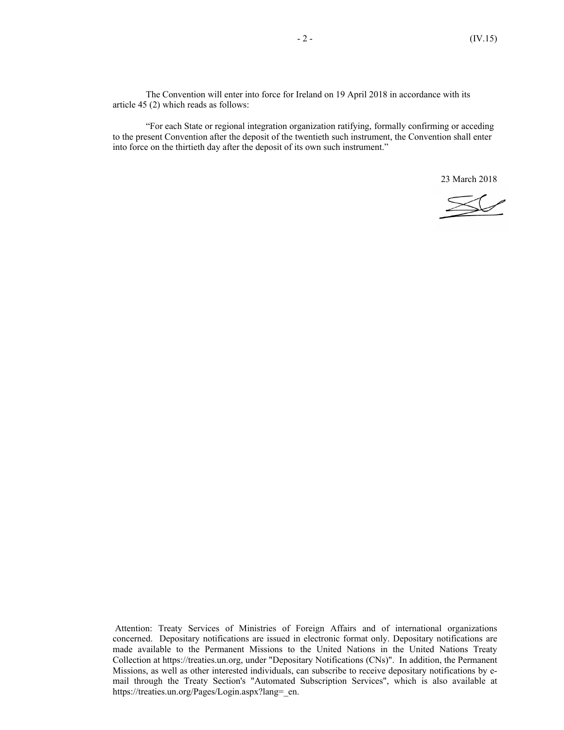The Convention will enter into force for Ireland on 19 April 2018 in accordance with its article 45 (2) which reads as follows:

"For each State or regional integration organization ratifying, formally confirming or acceding to the present Convention after the deposit of the twentieth such instrument, the Convention shall enter into force on the thirtieth day after the deposit of its own such instrument."

23 March 2018

Attention: Treaty Services of Ministries of Foreign Affairs and of international organizations concerned. Depositary notifications are issued in electronic format only. Depositary notifications are made available to the Permanent Missions to the United Nations in the United Nations Treaty Collection at https://treaties.un.org, under "Depositary Notifications (CNs)". In addition, the Permanent Missions, as well as other interested individuals, can subscribe to receive depositary notifications by e-mail through the Treaty Section's "Automated Subscription Services", which is also available at https://treaties.un.org/Pages/Login.aspx?lang=_en.